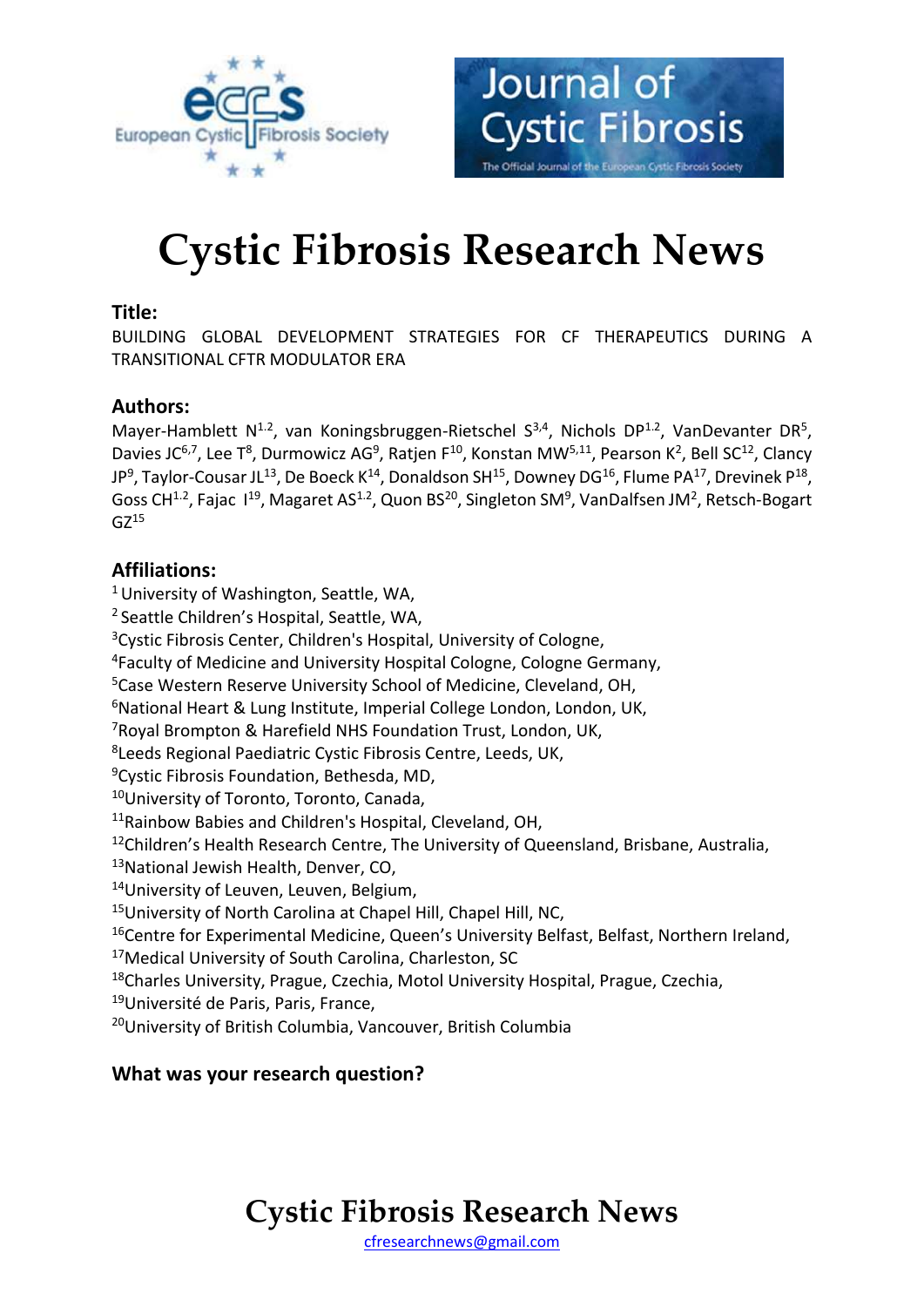# Cystic Fibrosis Research News

**Title:**

BUILDING GLOBAL DEVELOPMENT STRATEGIES FOR CF THERAPEUTICS DURING A TRANSITIONAL CFTR MODULATOR ERA

**Authors:**

Mayer-Hamblett N[1,2], van Koningsbruggen-Rietschel S[3,4], Nichols DP[1,2], VanDevanter DR[5], Davies JC[6,7], Lee T[8], Durmowicz AG[9], Ratjen F[10], Konstan MW[5,11], Pearson K[2], Bell SC[12], Clancy JP[9], Taylor-Cousar JL[13], De Boeck K[14], Donaldson SH[15], Downey DG[16], Flume PA[17], Drevinek P[18], Goss CH[1,2], Fajac I[19], Magaret AS[1,2], Quon BS[20], Singleton SM[9], VanDalfsen JM[2], Retsch-Bogart GZ[15]

**Affiliations:**

[1] University of Washington, Seattle, WA,
[2] Seattle Children's Hospital, Seattle, WA,
[3] Cystic Fibrosis Center, Children's Hospital, University of Cologne,
[4] Faculty of Medicine and University Hospital Cologne, Cologne Germany,
[5] Case Western Reserve University School of Medicine, Cleveland, OH,
[6] National Heart & Lung Institute, Imperial College London, London, UK,
[7] Royal Brompton & Harefield NHS Foundation Trust, London, UK,
[8] Leeds Regional Paediatric Cystic Fibrosis Centre, Leeds, UK,
[9] Cystic Fibrosis Foundation, Bethesda, MD,
[10] University of Toronto, Toronto, Canada,
[11] Rainbow Babies and Children's Hospital, Cleveland, OH,
[12] Children's Health Research Centre, The University of Queensland, Brisbane, Australia,
[13] National Jewish Health, Denver, CO,
[14] University of Leuven, Leuven, Belgium,
[15] University of North Carolina at Chapel Hill, Chapel Hill, NC,
[16] Centre for Experimental Medicine, Queen's University Belfast, Belfast, Northern Ireland,
[17] Medical University of South Carolina, Charleston, SC
[18] Charles University, Prague, Czechia, Motol University Hospital, Prague, Czechia,
[19] Université de Paris, Paris, France,
[20] University of British Columbia, Vancouver, British Columbia

**What was your research question?**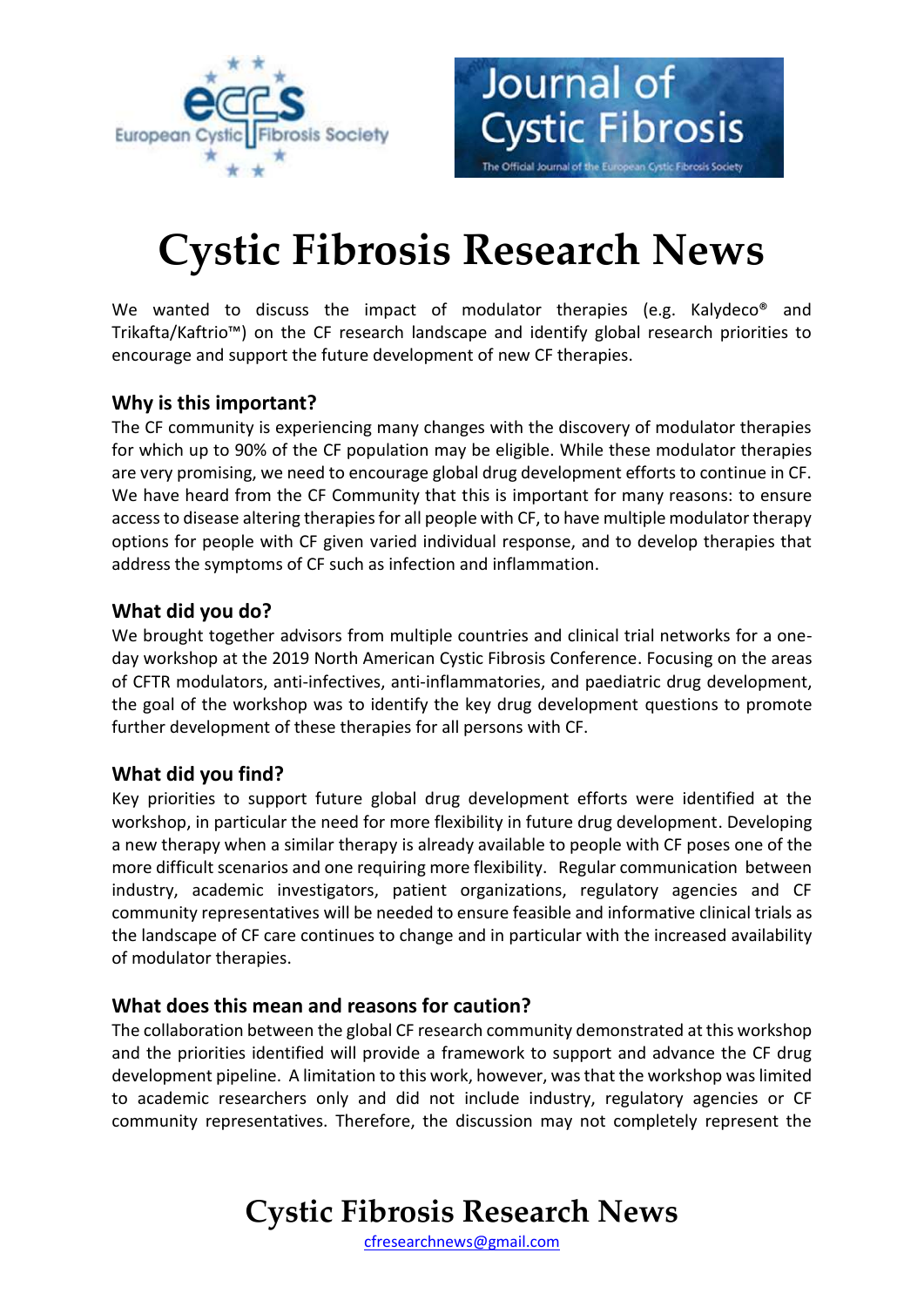# Cystic Fibrosis Research News

We wanted to discuss the impact of modulator therapies (e.g. Kalydeco® and Trikafta/Kaftrio™) on the CF research landscape and identify global research priorities to encourage and support the future development of new CF therapies.

### Why is this important?

The CF community is experiencing many changes with the discovery of modulator therapies for which up to 90% of the CF population may be eligible. While these modulator therapies are very promising, we need to encourage global drug development efforts to continue in CF. We have heard from the CF Community that this is important for many reasons: to ensure access to disease altering therapies for all people with CF, to have multiple modulator therapy options for people with CF given varied individual response, and to develop therapies that address the symptoms of CF such as infection and inflammation.

### What did you do?

We brought together advisors from multiple countries and clinical trial networks for a one-day workshop at the 2019 North American Cystic Fibrosis Conference. Focusing on the areas of CFTR modulators, anti-infectives, anti-inflammatories, and paediatric drug development, the goal of the workshop was to identify the key drug development questions to promote further development of these therapies for all persons with CF.

### What did you find?

Key priorities to support future global drug development efforts were identified at the workshop, in particular the need for more flexibility in future drug development. Developing a new therapy when a similar therapy is already available to people with CF poses one of the more difficult scenarios and one requiring more flexibility. Regular communication between industry, academic investigators, patient organizations, regulatory agencies and CF community representatives will be needed to ensure feasible and informative clinical trials as the landscape of CF care continues to change and in particular with the increased availability of modulator therapies.

### What does this mean and reasons for caution?

The collaboration between the global CF research community demonstrated at this workshop and the priorities identified will provide a framework to support and advance the CF drug development pipeline. A limitation to this work, however, was that the workshop was limited to academic researchers only and did not include industry, regulatory agencies or CF community representatives. Therefore, the discussion may not completely represent the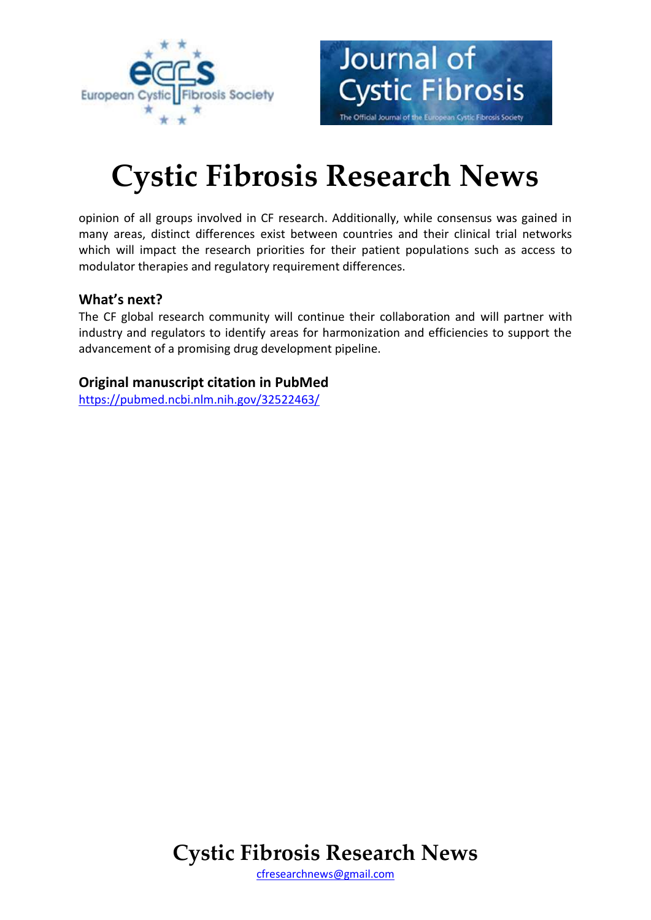opinion of all groups involved in CF research. Additionally, while consensus was gained in many areas, distinct differences exist between countries and their clinical trial networks which will impact the research priorities for their patient populations such as access to modulator therapies and regulatory requirement differences.

### What's next?

The CF global research community will continue their collaboration and will partner with industry and regulators to identify areas for harmonization and efficiencies to support the advancement of a promising drug development pipeline.

### Original manuscript citation in PubMed

https://pubmed.ncbi.nlm.nih.gov/32522463/